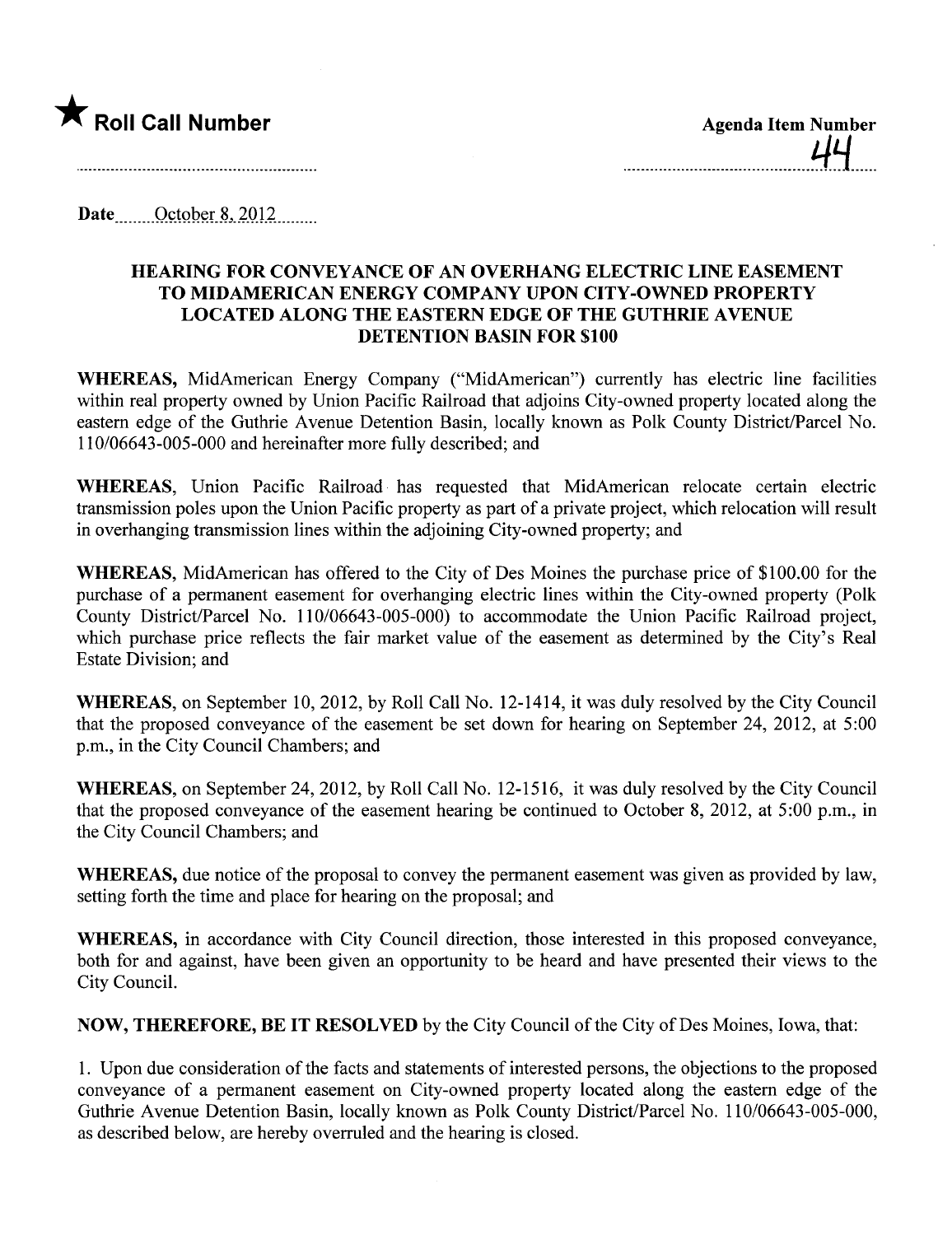★ **Roll Call Number**

**Agenda Item Number**

44

Date October 8, 2012

**HEARING FOR CONVEYANCE OF AN OVERHANG ELECTRIC LINE EASEMENT TO MIDAMERICAN ENERGY COMPANY UPON CITY-OWNED PROPERTY LOCATED ALONG THE EASTERN EDGE OF THE GUTHRIE AVENUE DETENTION BASIN FOR $100**

**WHEREAS,** MidAmerican Energy Company ("MidAmerican") currently has electric line facilities within real property owned by Union Pacific Railroad that adjoins City-owned property located along the eastern edge of the Guthrie Avenue Detention Basin, locally known as Polk County District/Parcel No. 110/06643-005-000 and hereinafter more fully described; and

**WHEREAS,** Union Pacific Railroad has requested that MidAmerican relocate certain electric transmission poles upon the Union Pacific property as part of a private project, which relocation will result in overhanging transmission lines within the adjoining City-owned property; and

**WHEREAS,** MidAmerican has offered to the City of Des Moines the purchase price of $100.00 for the purchase of a permanent easement for overhanging electric lines within the City-owned property (Polk County District/Parcel No. 110/06643-005-000) to accommodate the Union Pacific Railroad project, which purchase price reflects the fair market value of the easement as determined by the City's Real Estate Division; and

**WHEREAS,** on September 10, 2012, by Roll Call No. 12-1414, it was duly resolved by the City Council that the proposed conveyance of the easement be set down for hearing on September 24, 2012, at 5:00 p.m., in the City Council Chambers; and

**WHEREAS,** on September 24, 2012, by Roll Call No. 12-1516, it was duly resolved by the City Council that the proposed conveyance of the easement hearing be continued to October 8, 2012, at 5:00 p.m., in the City Council Chambers; and

**WHEREAS,** due notice of the proposal to convey the permanent easement was given as provided by law, setting forth the time and place for hearing on the proposal; and

**WHEREAS,** in accordance with City Council direction, those interested in this proposed conveyance, both for and against, have been given an opportunity to be heard and have presented their views to the City Council.

**NOW, THEREFORE, BE IT RESOLVED** by the City Council of the City of Des Moines, Iowa, that:

1. Upon due consideration of the facts and statements of interested persons, the objections to the proposed conveyance of a permanent easement on City-owned property located along the eastern edge of the Guthrie Avenue Detention Basin, locally known as Polk County District/Parcel No. 110/06643-005-000, as described below, are hereby overruled and the hearing is closed.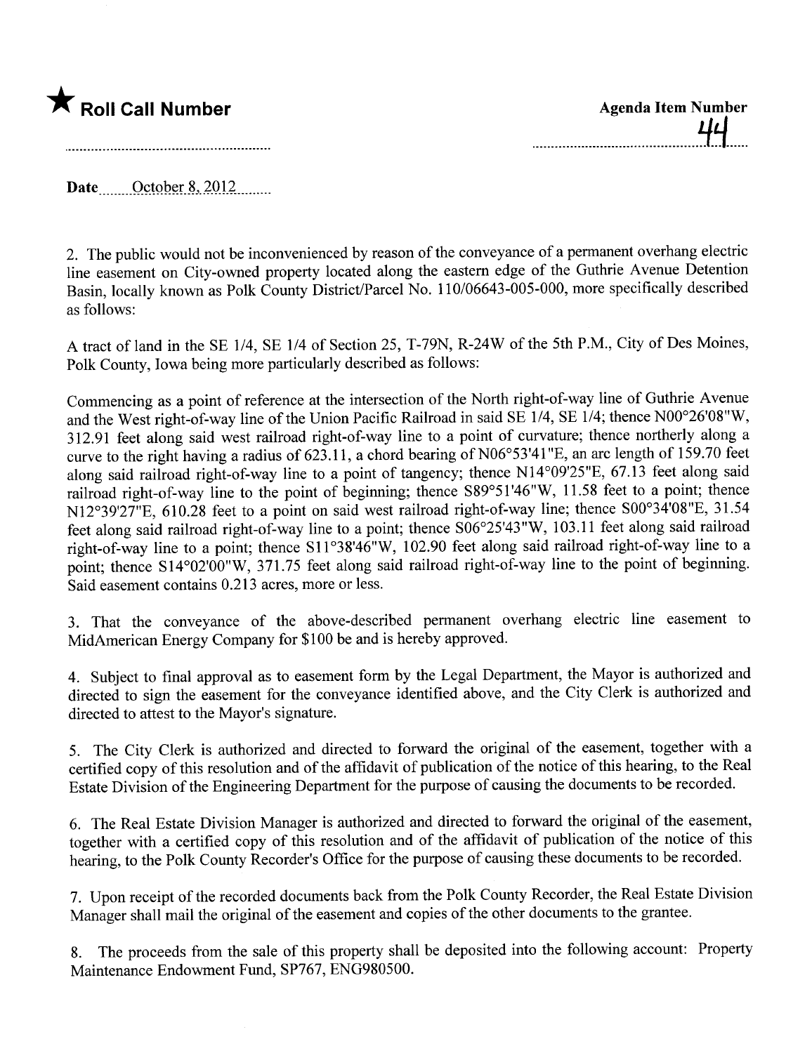★ **Roll Call Number**

**Agenda Item Number**
44

Date October 8, 2012

2. The public would not be inconvenienced by reason of the conveyance of a permanent overhang electric line easement on City-owned property located along the eastern edge of the Guthrie Avenue Detention Basin, locally known as Polk County District/Parcel No. 110/06643-005-000, more specifically described as follows:

A tract of land in the SE 1/4, SE 1/4 of Section 25, T-79N, R-24W of the 5th P.M., City of Des Moines, Polk County, Iowa being more particularly described as follows:

Commencing as a point of reference at the intersection of the North right-of-way line of Guthrie Avenue and the West right-of-way line of the Union Pacific Railroad in said SE 1/4, SE 1/4; thence N00°26'08"W, 312.91 feet along said west railroad right-of-way line to a point of curvature; thence northerly along a curve to the right having a radius of 623.11, a chord bearing of N06°53'41"E, an arc length of 159.70 feet along said railroad right-of-way line to a point of tangency; thence N14°09'25"E, 67.13 feet along said railroad right-of-way line to the point of beginning; thence S89°51'46"W, 11.58 feet to a point; thence N12°39'27"E, 610.28 feet to a point on said west railroad right-of-way line; thence S00°34'08"E, 31.54 feet along said railroad right-of-way line to a point; thence S06°25'43"W, 103.11 feet along said railroad right-of-way line to a point; thence S11°38'46"W, 102.90 feet along said railroad right-of-way line to a point; thence S14°02'00"W, 371.75 feet along said railroad right-of-way line to the point of beginning. Said easement contains 0.213 acres, more or less.

3. That the conveyance of the above-described permanent overhang electric line easement to MidAmerican Energy Company for $100 be and is hereby approved.

4. Subject to final approval as to easement form by the Legal Department, the Mayor is authorized and directed to sign the easement for the conveyance identified above, and the City Clerk is authorized and directed to attest to the Mayor's signature.

5. The City Clerk is authorized and directed to forward the original of the easement, together with a certified copy of this resolution and of the affidavit of publication of the notice of this hearing, to the Real Estate Division of the Engineering Department for the purpose of causing the documents to be recorded.

6. The Real Estate Division Manager is authorized and directed to forward the original of the easement, together with a certified copy of this resolution and of the affidavit of publication of the notice of this hearing, to the Polk County Recorder's Office for the purpose of causing these documents to be recorded.

7. Upon receipt of the recorded documents back from the Polk County Recorder, the Real Estate Division Manager shall mail the original of the easement and copies of the other documents to the grantee.

8. The proceeds from the sale of this property shall be deposited into the following account: Property Maintenance Endowment Fund, SP767, ENG980500.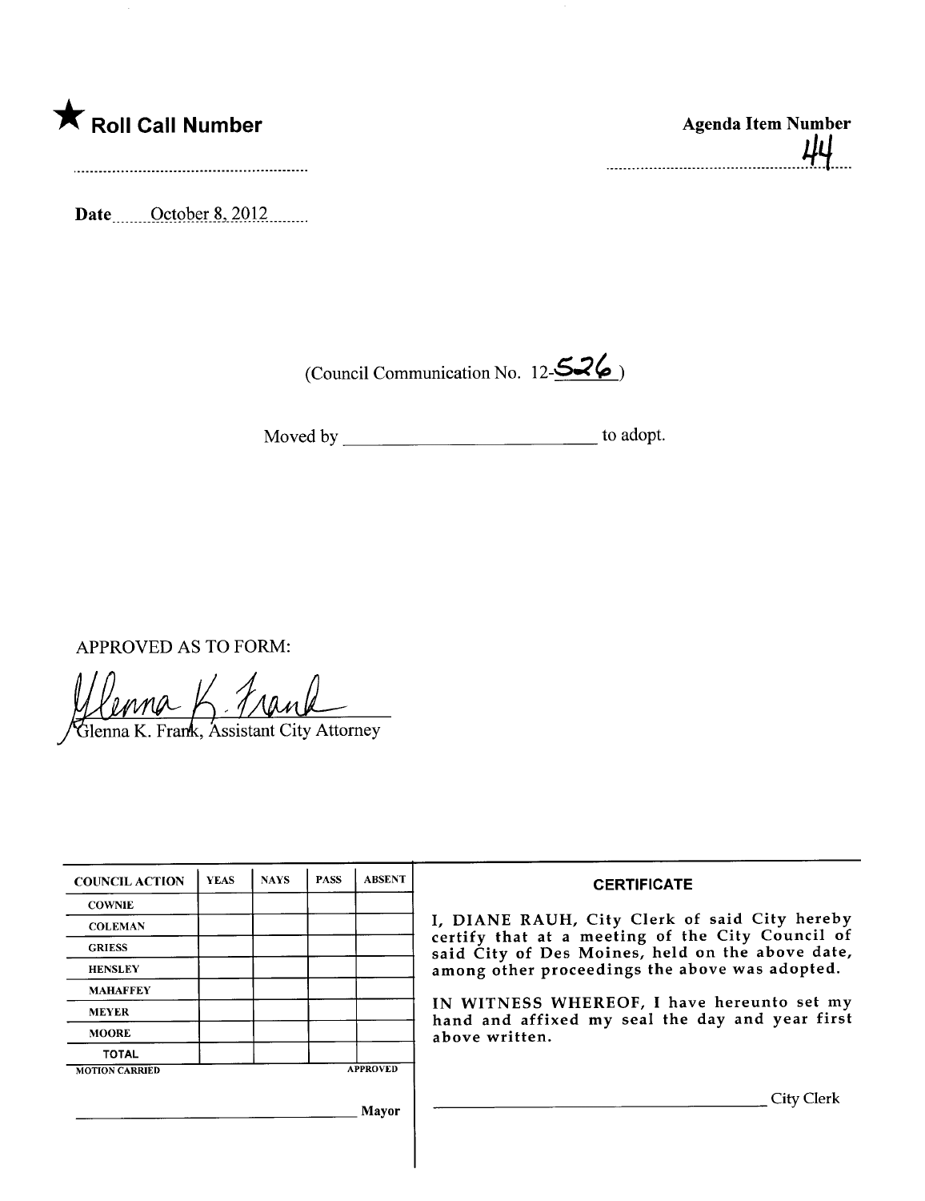★ **Roll Call Number**

**Agenda Item Number**
44

**Date** October 8, 2012

(Council Communication No. 12-526)

Moved by ______________________ to adopt.

APPROVED AS TO FORM:

Glenna K. Frank, Assistant City Attorney

| COUNCIL ACTION | YEAS | NAYS | PASS | ABSENT |
|---|---|---|---|---|
| COWNIE | | | | |
| COLEMAN | | | | |
| GRIESS | | | | |
| HENSLEY | | | | |
| MAHAFFEY | | | | |
| MEYER | | | | |
| MOORE | | | | |
| TOTAL | | | | |

MOTION CARRIED APPROVED

______________________ Mayor

**CERTIFICATE**

I, DIANE RAUH, City Clerk of said City hereby certify that at a meeting of the City Council of said City of Des Moines, held on the above date, among other proceedings the above was adopted.

IN WITNESS WHEREOF, I have hereunto set my hand and affixed my seal the day and year first above written.

______________________ City Clerk